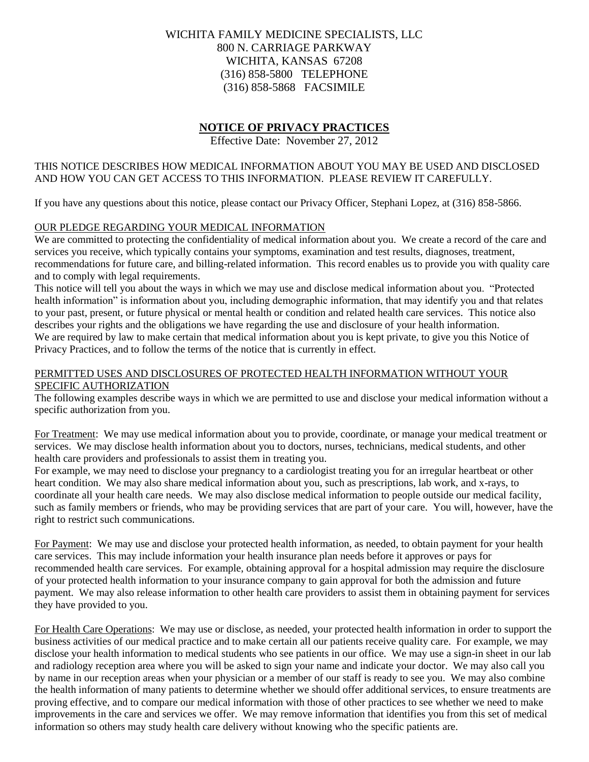WICHITA FAMILY MEDICINE SPECIALISTS, LLC
800 N. CARRIAGE PARKWAY
WICHITA, KANSAS 67208
(316) 858-5800 TELEPHONE
(316) 858-5868 FACSIMILE

# NOTICE OF PRIVACY PRACTICES

Effective Date: November 27, 2012

THIS NOTICE DESCRIBES HOW MEDICAL INFORMATION ABOUT YOU MAY BE USED AND DISCLOSED AND HOW YOU CAN GET ACCESS TO THIS INFORMATION. PLEASE REVIEW IT CAREFULLY.

If you have any questions about this notice, please contact our Privacy Officer, Stephani Lopez, at (316) 858-5866.

## OUR PLEDGE REGARDING YOUR MEDICAL INFORMATION

We are committed to protecting the confidentiality of medical information about you. We create a record of the care and services you receive, which typically contains your symptoms, examination and test results, diagnoses, treatment, recommendations for future care, and billing-related information. This record enables us to provide you with quality care and to comply with legal requirements.

This notice will tell you about the ways in which we may use and disclose medical information about you. "Protected health information" is information about you, including demographic information, that may identify you and that relates to your past, present, or future physical or mental health or condition and related health care services. This notice also describes your rights and the obligations we have regarding the use and disclosure of your health information.

We are required by law to make certain that medical information about you is kept private, to give you this Notice of Privacy Practices, and to follow the terms of the notice that is currently in effect.

## PERMITTED USES AND DISCLOSURES OF PROTECTED HEALTH INFORMATION WITHOUT YOUR SPECIFIC AUTHORIZATION

The following examples describe ways in which we are permitted to use and disclose your medical information without a specific authorization from you.

For Treatment: We may use medical information about you to provide, coordinate, or manage your medical treatment or services. We may disclose health information about you to doctors, nurses, technicians, medical students, and other health care providers and professionals to assist them in treating you.

For example, we may need to disclose your pregnancy to a cardiologist treating you for an irregular heartbeat or other heart condition. We may also share medical information about you, such as prescriptions, lab work, and x-rays, to coordinate all your health care needs. We may also disclose medical information to people outside our medical facility, such as family members or friends, who may be providing services that are part of your care. You will, however, have the right to restrict such communications.

For Payment: We may use and disclose your protected health information, as needed, to obtain payment for your health care services. This may include information your health insurance plan needs before it approves or pays for recommended health care services. For example, obtaining approval for a hospital admission may require the disclosure of your protected health information to your insurance company to gain approval for both the admission and future payment. We may also release information to other health care providers to assist them in obtaining payment for services they have provided to you.

For Health Care Operations: We may use or disclose, as needed, your protected health information in order to support the business activities of our medical practice and to make certain all our patients receive quality care. For example, we may disclose your health information to medical students who see patients in our office. We may use a sign-in sheet in our lab and radiology reception area where you will be asked to sign your name and indicate your doctor. We may also call you by name in our reception areas when your physician or a member of our staff is ready to see you. We may also combine the health information of many patients to determine whether we should offer additional services, to ensure treatments are proving effective, and to compare our medical information with those of other practices to see whether we need to make improvements in the care and services we offer. We may remove information that identifies you from this set of medical information so others may study health care delivery without knowing who the specific patients are.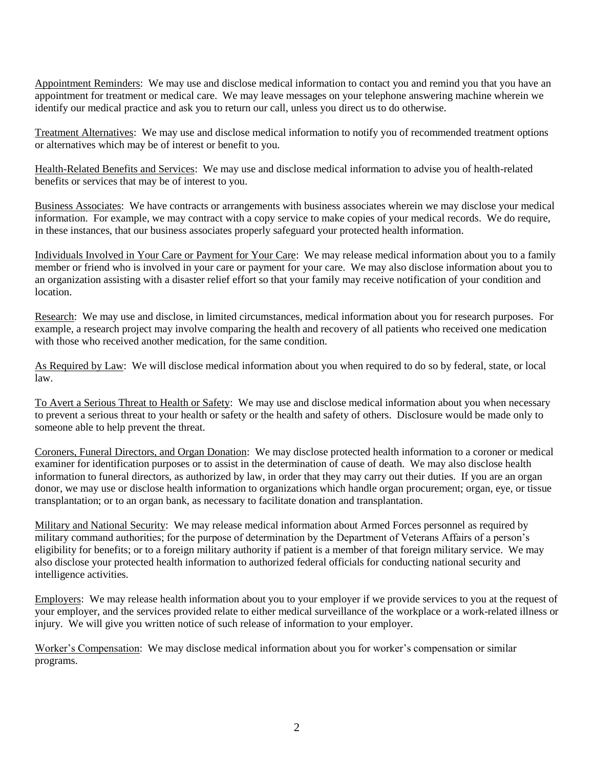Appointment Reminders: We may use and disclose medical information to contact you and remind you that you have an appointment for treatment or medical care. We may leave messages on your telephone answering machine wherein we identify our medical practice and ask you to return our call, unless you direct us to do otherwise.

Treatment Alternatives: We may use and disclose medical information to notify you of recommended treatment options or alternatives which may be of interest or benefit to you.

Health-Related Benefits and Services: We may use and disclose medical information to advise you of health-related benefits or services that may be of interest to you.

Business Associates: We have contracts or arrangements with business associates wherein we may disclose your medical information. For example, we may contract with a copy service to make copies of your medical records. We do require, in these instances, that our business associates properly safeguard your protected health information.

Individuals Involved in Your Care or Payment for Your Care: We may release medical information about you to a family member or friend who is involved in your care or payment for your care. We may also disclose information about you to an organization assisting with a disaster relief effort so that your family may receive notification of your condition and location.

Research: We may use and disclose, in limited circumstances, medical information about you for research purposes. For example, a research project may involve comparing the health and recovery of all patients who received one medication with those who received another medication, for the same condition.

As Required by Law: We will disclose medical information about you when required to do so by federal, state, or local law.

To Avert a Serious Threat to Health or Safety: We may use and disclose medical information about you when necessary to prevent a serious threat to your health or safety or the health and safety of others. Disclosure would be made only to someone able to help prevent the threat.

Coroners, Funeral Directors, and Organ Donation: We may disclose protected health information to a coroner or medical examiner for identification purposes or to assist in the determination of cause of death. We may also disclose health information to funeral directors, as authorized by law, in order that they may carry out their duties. If you are an organ donor, we may use or disclose health information to organizations which handle organ procurement; organ, eye, or tissue transplantation; or to an organ bank, as necessary to facilitate donation and transplantation.

Military and National Security: We may release medical information about Armed Forces personnel as required by military command authorities; for the purpose of determination by the Department of Veterans Affairs of a person's eligibility for benefits; or to a foreign military authority if patient is a member of that foreign military service. We may also disclose your protected health information to authorized federal officials for conducting national security and intelligence activities.

Employers: We may release health information about you to your employer if we provide services to you at the request of your employer, and the services provided relate to either medical surveillance of the workplace or a work-related illness or injury. We will give you written notice of such release of information to your employer.

Worker's Compensation: We may disclose medical information about you for worker's compensation or similar programs.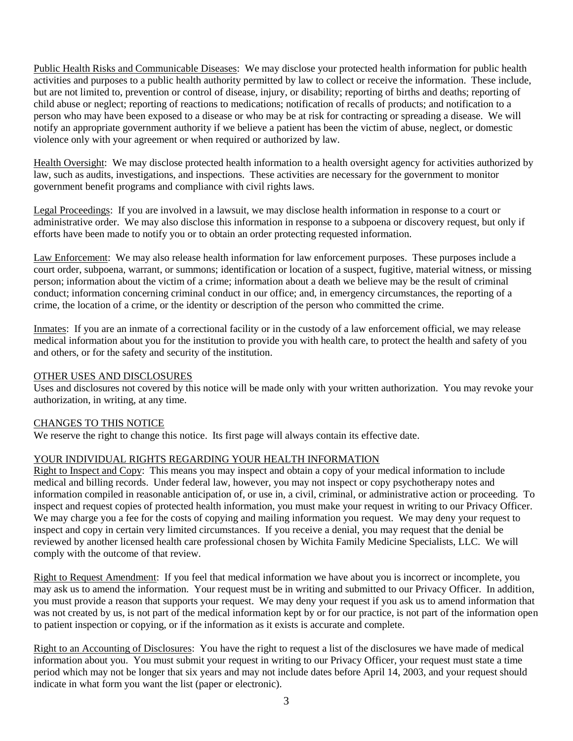Public Health Risks and Communicable Diseases: We may disclose your protected health information for public health activities and purposes to a public health authority permitted by law to collect or receive the information. These include, but are not limited to, prevention or control of disease, injury, or disability; reporting of births and deaths; reporting of child abuse or neglect; reporting of reactions to medications; notification of recalls of products; and notification to a person who may have been exposed to a disease or who may be at risk for contracting or spreading a disease. We will notify an appropriate government authority if we believe a patient has been the victim of abuse, neglect, or domestic violence only with your agreement or when required or authorized by law.

Health Oversight: We may disclose protected health information to a health oversight agency for activities authorized by law, such as audits, investigations, and inspections. These activities are necessary for the government to monitor government benefit programs and compliance with civil rights laws.

Legal Proceedings: If you are involved in a lawsuit, we may disclose health information in response to a court or administrative order. We may also disclose this information in response to a subpoena or discovery request, but only if efforts have been made to notify you or to obtain an order protecting requested information.

Law Enforcement: We may also release health information for law enforcement purposes. These purposes include a court order, subpoena, warrant, or summons; identification or location of a suspect, fugitive, material witness, or missing person; information about the victim of a crime; information about a death we believe may be the result of criminal conduct; information concerning criminal conduct in our office; and, in emergency circumstances, the reporting of a crime, the location of a crime, or the identity or description of the person who committed the crime.

Inmates: If you are an inmate of a correctional facility or in the custody of a law enforcement official, we may release medical information about you for the institution to provide you with health care, to protect the health and safety of you and others, or for the safety and security of the institution.

## OTHER USES AND DISCLOSURES

Uses and disclosures not covered by this notice will be made only with your written authorization. You may revoke your authorization, in writing, at any time.

## CHANGES TO THIS NOTICE

We reserve the right to change this notice. Its first page will always contain its effective date.

## YOUR INDIVIDUAL RIGHTS REGARDING YOUR HEALTH INFORMATION

Right to Inspect and Copy: This means you may inspect and obtain a copy of your medical information to include medical and billing records. Under federal law, however, you may not inspect or copy psychotherapy notes and information compiled in reasonable anticipation of, or use in, a civil, criminal, or administrative action or proceeding. To inspect and request copies of protected health information, you must make your request in writing to our Privacy Officer. We may charge you a fee for the costs of copying and mailing information you request. We may deny your request to inspect and copy in certain very limited circumstances. If you receive a denial, you may request that the denial be reviewed by another licensed health care professional chosen by Wichita Family Medicine Specialists, LLC. We will comply with the outcome of that review.

Right to Request Amendment: If you feel that medical information we have about you is incorrect or incomplete, you may ask us to amend the information. Your request must be in writing and submitted to our Privacy Officer. In addition, you must provide a reason that supports your request. We may deny your request if you ask us to amend information that was not created by us, is not part of the medical information kept by or for our practice, is not part of the information open to patient inspection or copying, or if the information as it exists is accurate and complete.

Right to an Accounting of Disclosures: You have the right to request a list of the disclosures we have made of medical information about you. You must submit your request in writing to our Privacy Officer, your request must state a time period which may not be longer that six years and may not include dates before April 14, 2003, and your request should indicate in what form you want the list (paper or electronic).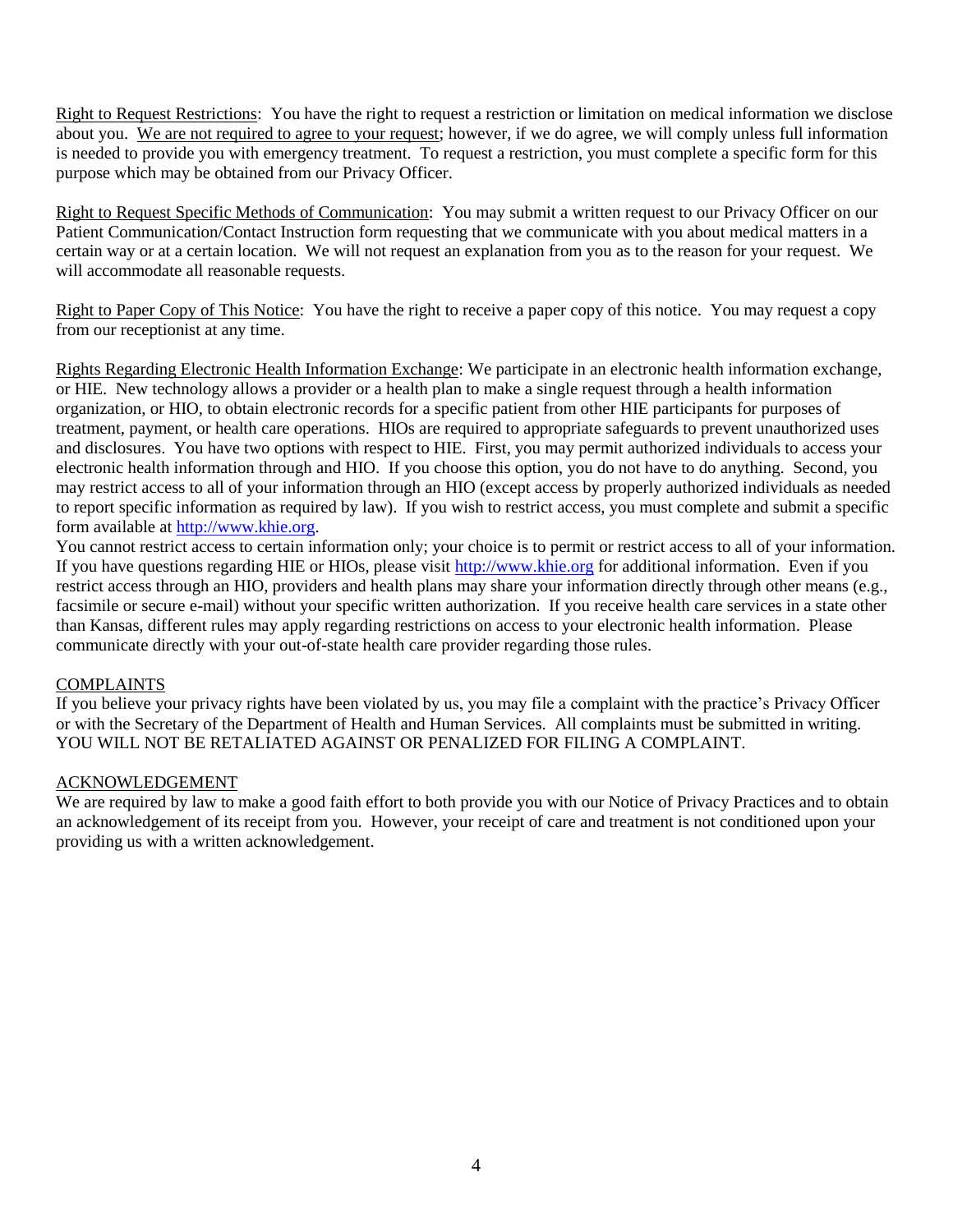Right to Request Restrictions: You have the right to request a restriction or limitation on medical information we disclose about you. We are not required to agree to your request; however, if we do agree, we will comply unless full information is needed to provide you with emergency treatment. To request a restriction, you must complete a specific form for this purpose which may be obtained from our Privacy Officer.

Right to Request Specific Methods of Communication: You may submit a written request to our Privacy Officer on our Patient Communication/Contact Instruction form requesting that we communicate with you about medical matters in a certain way or at a certain location. We will not request an explanation from you as to the reason for your request. We will accommodate all reasonable requests.

Right to Paper Copy of This Notice: You have the right to receive a paper copy of this notice. You may request a copy from our receptionist at any time.

Rights Regarding Electronic Health Information Exchange: We participate in an electronic health information exchange, or HIE. New technology allows a provider or a health plan to make a single request through a health information organization, or HIO, to obtain electronic records for a specific patient from other HIE participants for purposes of treatment, payment, or health care operations. HIOs are required to appropriate safeguards to prevent unauthorized uses and disclosures. You have two options with respect to HIE. First, you may permit authorized individuals to access your electronic health information through and HIO. If you choose this option, you do not have to do anything. Second, you may restrict access to all of your information through an HIO (except access by properly authorized individuals as needed to report specific information as required by law). If you wish to restrict access, you must complete and submit a specific form available at http://www.khie.org.

You cannot restrict access to certain information only; your choice is to permit or restrict access to all of your information. If you have questions regarding HIE or HIOs, please visit http://www.khie.org for additional information. Even if you restrict access through an HIO, providers and health plans may share your information directly through other means (e.g., facsimile or secure e-mail) without your specific written authorization. If you receive health care services in a state other than Kansas, different rules may apply regarding restrictions on access to your electronic health information. Please communicate directly with your out-of-state health care provider regarding those rules.

## COMPLAINTS

If you believe your privacy rights have been violated by us, you may file a complaint with the practice's Privacy Officer or with the Secretary of the Department of Health and Human Services. All complaints must be submitted in writing. YOU WILL NOT BE RETALIATED AGAINST OR PENALIZED FOR FILING A COMPLAINT.

## ACKNOWLEDGEMENT

We are required by law to make a good faith effort to both provide you with our Notice of Privacy Practices and to obtain an acknowledgement of its receipt from you. However, your receipt of care and treatment is not conditioned upon your providing us with a written acknowledgement.